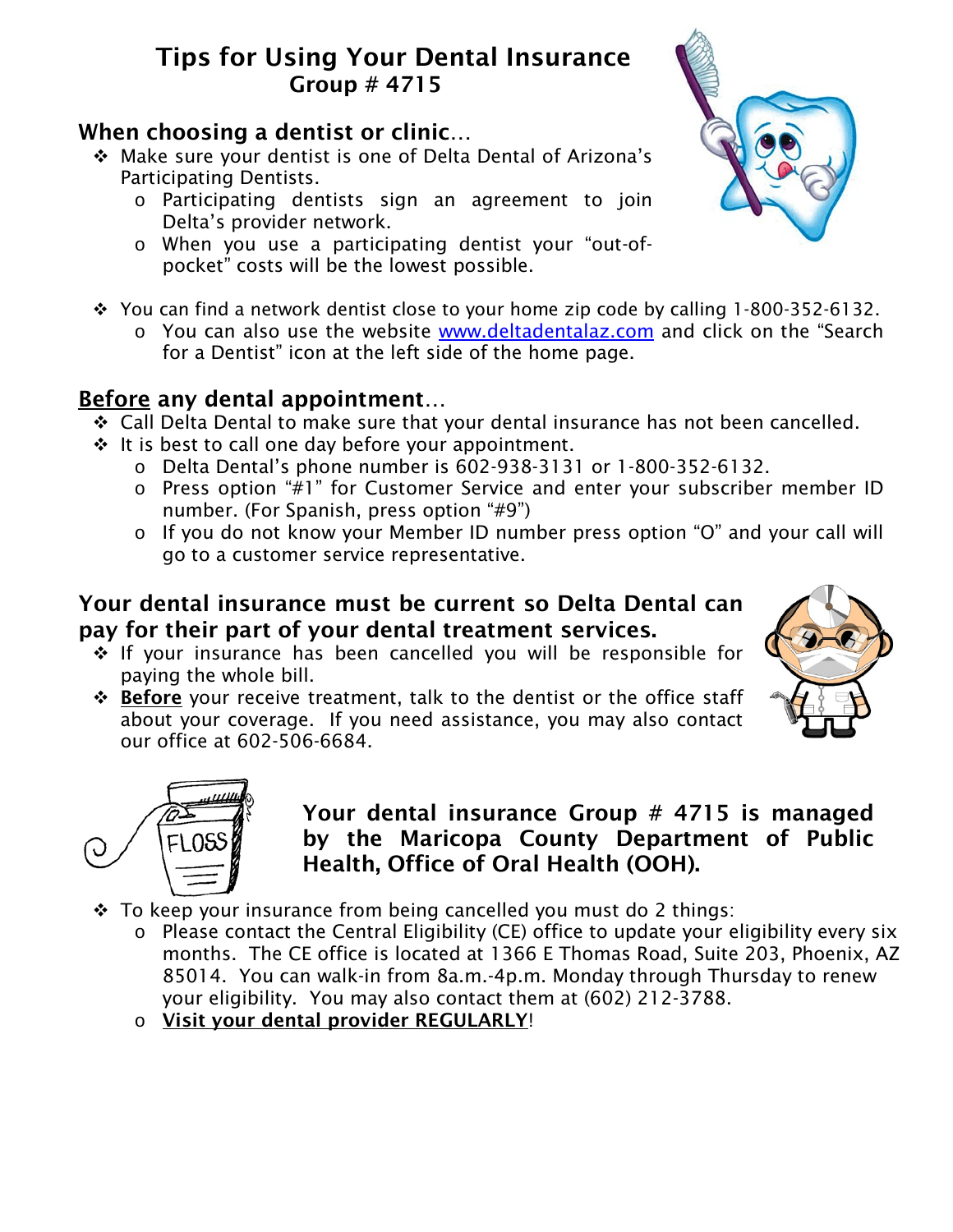# Tips for Using Your Dental Insurance

## Group # 4715

### When choosing a dentist or clinic…

- Make sure your dentist is one of Delta Dental of Arizona's Participating Dentists.
    - Participating dentists sign an agreement to join Delta's provider network.
    - When you use a participating dentist your "out-of-pocket" costs will be the lowest possible.
- You can find a network dentist close to your home zip code by calling 1-800-352-6132.
    - You can also use the website www.deltadentalaz.com and click on the "Search for a Dentist" icon at the left side of the home page.

### __Before__ any dental appointment…

- Call Delta Dental to make sure that your dental insurance has not been cancelled.
- It is best to call one day before your appointment.
    - Delta Dental's phone number is 602-938-3131 or 1-800-352-6132.
    - Press option "#1" for Customer Service and enter your subscriber member ID number. (For Spanish, press option "#9")
    - If you do not know your Member ID number press option "O" and your call will go to a customer service representative.

### Your dental insurance must be current so Delta Dental can pay for their part of your dental treatment services.

- If your insurance has been cancelled you will be responsible for paying the whole bill.
- **__Before__** your receive treatment, talk to the dentist or the office staff about your coverage. If you need assistance, you may also contact our office at 602-506-6684.

### Your dental insurance Group # 4715 is managed by the Maricopa County Department of Public Health, Office of Oral Health (OOH).

- To keep your insurance from being cancelled you must do 2 things:
    - Please contact the Central Eligibility (CE) office to update your eligibility every six months. The CE office is located at 1366 E Thomas Road, Suite 203, Phoenix, AZ 85014. You can walk-in from 8a.m.-4p.m. Monday through Thursday to renew your eligibility. You may also contact them at (602) 212-3788.
    - **__Visit your dental provider REGULARLY__**!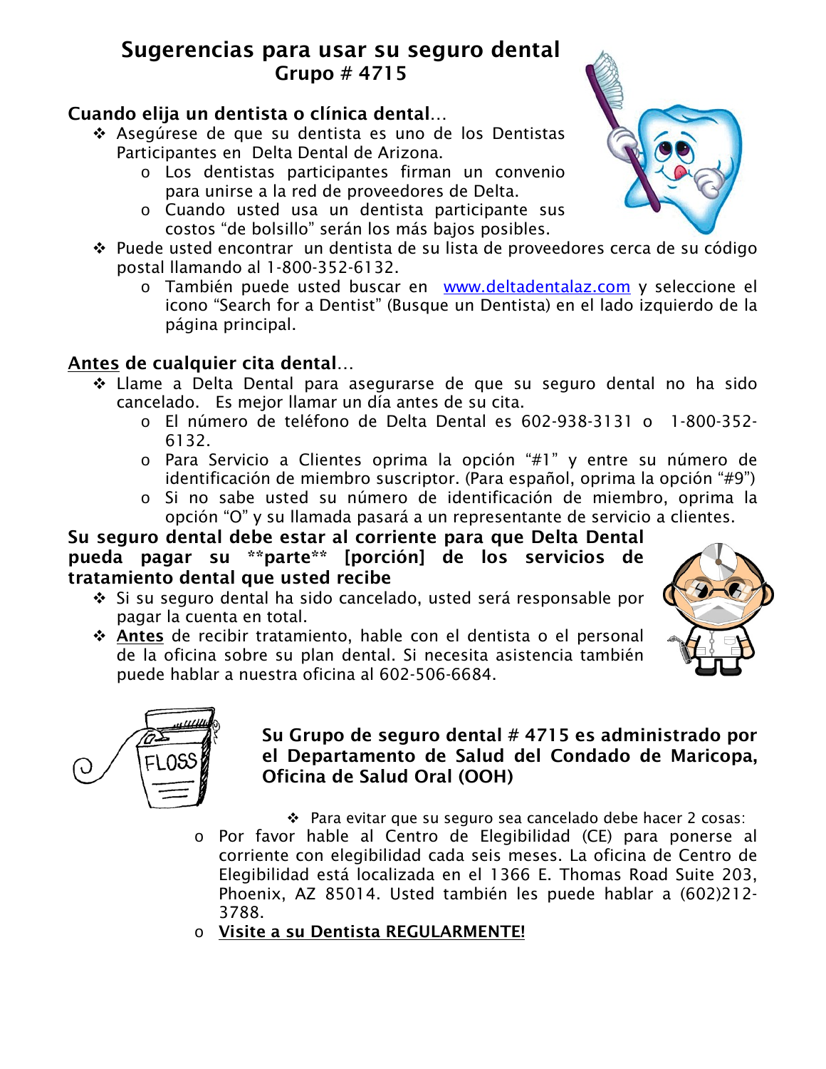# Sugerencias para usar su seguro dental
## Grupo # 4715

### Cuando elija un dentista o clínica dental…

- Asegúrese de que su dentista es uno de los Dentistas Participantes en Delta Dental de Arizona.
  - Los dentistas participantes firman un convenio para unirse a la red de proveedores de Delta.
  - Cuando usted usa un dentista participante sus costos "de bolsillo" serán los más bajos posibles.
- Puede usted encontrar un dentista de su lista de proveedores cerca de su código postal llamando al 1-800-352-6132.
  - También puede usted buscar en [www.deltadentalaz.com](http://www.deltadentalaz.com) y seleccione el icono "Search for a Dentist" (Busque un Dentista) en el lado izquierdo de la página principal.

### <u>Antes</u> de cualquier cita dental…

- Llame a Delta Dental para asegurarse de que su seguro dental no ha sido cancelado. Es mejor llamar un día antes de su cita.
  - El número de teléfono de Delta Dental es 602-938-3131 o 1-800-352-6132.
  - Para Servicio a Clientes oprima la opción "#1" y entre su número de identificación de miembro suscriptor. (Para español, oprima la opción "#9")
  - Si no sabe usted su número de identificación de miembro, oprima la opción "O" y su llamada pasará a un representante de servicio a clientes.

**Su seguro dental debe estar al corriente para que Delta Dental pueda pagar su \*\*parte\*\* [porción] de los servicios de tratamiento dental que usted recibe**

- Si su seguro dental ha sido cancelado, usted será responsable por pagar la cuenta en total.
- **<u>Antes</u>** de recibir tratamiento, hable con el dentista o el personal de la oficina sobre su plan dental. Si necesita asistencia también puede hablar a nuestra oficina al 602-506-6684.

**Su Grupo de seguro dental # 4715 es administrado por el Departamento de Salud del Condado de Maricopa, Oficina de Salud Oral (OOH)**

- Para evitar que su seguro sea cancelado debe hacer 2 cosas:
  - Por favor hable al Centro de Elegibilidad (CE) para ponerse al corriente con elegibilidad cada seis meses. La oficina de Centro de Elegibilidad está localizada en el 1366 E. Thomas Road Suite 203, Phoenix, AZ 85014. Usted también les puede hablar a (602)212-3788.
  - **<u>Visite a su Dentista REGULARMENTE!</u>**